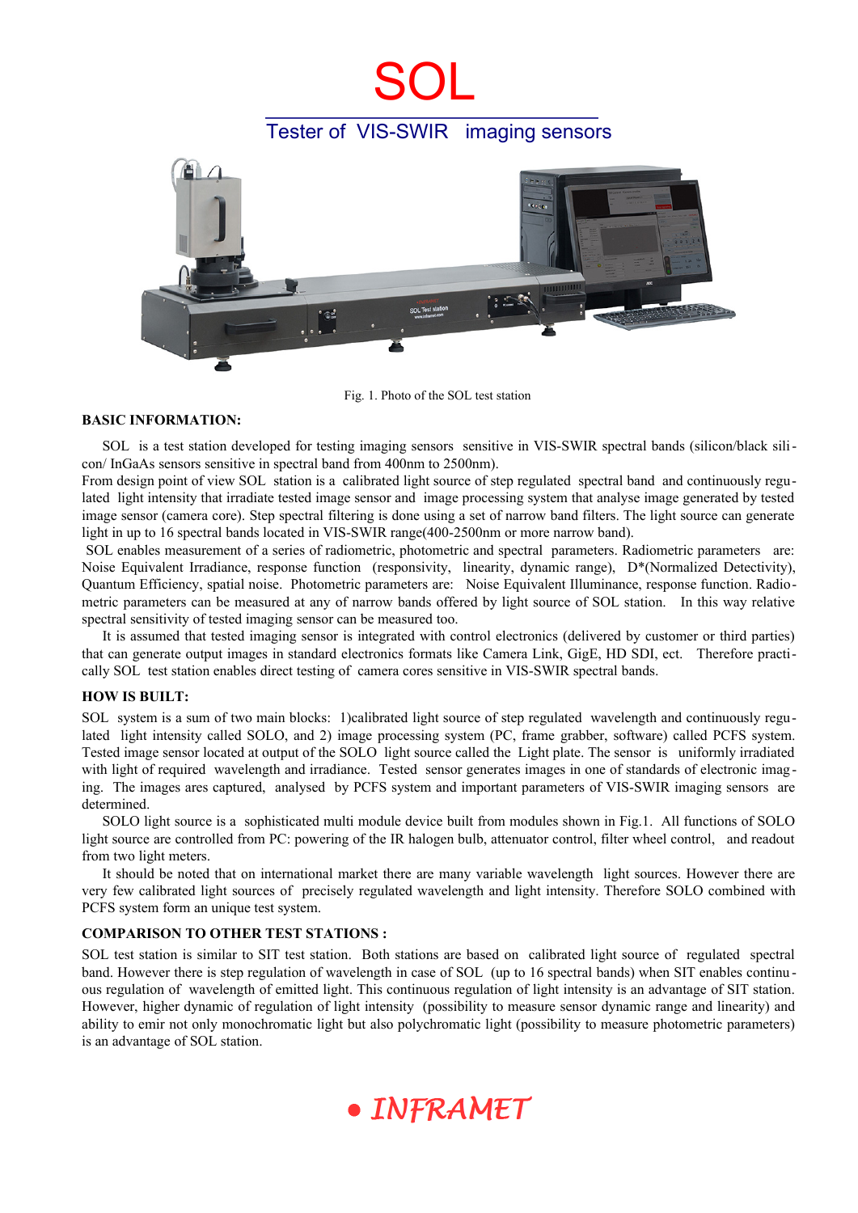# SOL

## Tester of VIS-SWIR imaging sensors

Fig. 1. Photo of the SOL test station

**BASIC INFORMATION:**

SOL is a test station developed for testing imaging sensors sensitive in VIS-SWIR spectral bands (silicon/black silicon/ InGaAs sensors sensitive in spectral band from 400nm to 2500nm).
From design point of view SOL station is a calibrated light source of step regulated spectral band and continuously regulated light intensity that irradiate tested image sensor and image processing system that analyse image generated by tested image sensor (camera core). Step spectral filtering is done using a set of narrow band filters. The light source can generate light in up to 16 spectral bands located in VIS-SWIR range(400-2500nm or more narrow band).
SOL enables measurement of a series of radiometric, photometric and spectral parameters. Radiometric parameters are: Noise Equivalent Irradiance, response function (responsivity, linearity, dynamic range), D*(Normalized Detectivity), Quantum Efficiency, spatial noise. Photometric parameters are: Noise Equivalent Illuminance, response function. Radiometric parameters can be measured at any of narrow bands offered by light source of SOL station. In this way relative spectral sensitivity of tested imaging sensor can be measured too.

It is assumed that tested imaging sensor is integrated with control electronics (delivered by customer or third parties) that can generate output images in standard electronics formats like Camera Link, GigE, HD SDI, ect. Therefore practically SOL test station enables direct testing of camera cores sensitive in VIS-SWIR spectral bands.

**HOW IS BUILT:**

SOL system is a sum of two main blocks: 1)calibrated light source of step regulated wavelength and continuously regulated light intensity called SOLO, and 2) image processing system (PC, frame grabber, software) called PCFS system. Tested image sensor located at output of the SOLO light source called the Light plate. The sensor is uniformly irradiated with light of required wavelength and irradiance. Tested sensor generates images in one of standards of electronic imaging. The images ares captured, analysed by PCFS system and important parameters of VIS-SWIR imaging sensors are determined.

SOLO light source is a sophisticated multi module device built from modules shown in Fig.1. All functions of SOLO light source are controlled from PC: powering of the IR halogen bulb, attenuator control, filter wheel control, and readout from two light meters.

It should be noted that on international market there are many variable wavelength light sources. However there are very few calibrated light sources of precisely regulated wavelength and light intensity. Therefore SOLO combined with PCFS system form an unique test system.

**COMPARISON TO OTHER TEST STATIONS :**

SOL test station is similar to SIT test station. Both stations are based on calibrated light source of regulated spectral band. However there is step regulation of wavelength in case of SOL (up to 16 spectral bands) when SIT enables continuous regulation of wavelength of emitted light. This continuous regulation of light intensity is an advantage of SIT station. However, higher dynamic of regulation of light intensity (possibility to measure sensor dynamic range and linearity) and ability to emir not only monochromatic light but also polychromatic light (possibility to measure photometric parameters) is an advantage of SOL station.

● *INFRAMET*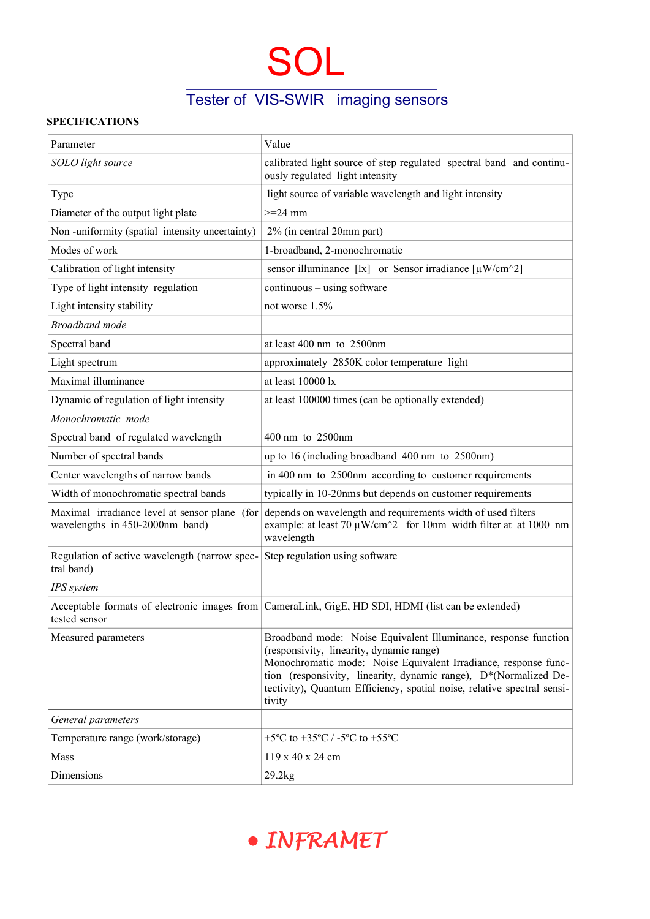# SOL

## Tester of VIS-SWIR imaging sensors

**SPECIFICATIONS**

| Parameter | Value |
|---|---|
| *SOLO light source* | calibrated light source of step regulated spectral band and continuously regulated light intensity |
| Type | light source of variable wavelength and light intensity |
| Diameter of the output light plate | >=24 mm |
| Non -uniformity (spatial intensity uncertainty) | 2% (in central 20mm part) |
| Modes of work | 1-broadband, 2-monochromatic |
| Calibration of light intensity | sensor illuminance [lx] or Sensor irradiance [µW/cm^2] |
| Type of light intensity regulation | continuous – using software |
| Light intensity stability | not worse 1.5% |
| *Broadband mode* | |
| Spectral band | at least 400 nm to 2500nm |
| Light spectrum | approximately 2850K color temperature light |
| Maximal illuminance | at least 10000 lx |
| Dynamic of regulation of light intensity | at least 100000 times (can be optionally extended) |
| *Monochromatic mode* | |
| Spectral band of regulated wavelength | 400 nm to 2500nm |
| Number of spectral bands | up to 16 (including broadband 400 nm to 2500nm) |
| Center wavelengths of narrow bands | in 400 nm to 2500nm according to customer requirements |
| Width of monochromatic spectral bands | typically in 10-20nms but depends on customer requirements |
| Maximal irradiance level at sensor plane (for wavelengths in 450-2000nm band) | depends on wavelength and requirements width of used filters example: at least 70 µW/cm^2 for 10nm width filter at at 1000 nm wavelength |
| Regulation of active wavelength (narrow spectral band) | Step regulation using software |
| *IPS system* | |
| Acceptable formats of electronic images from tested sensor | CameraLink, GigE, HD SDI, HDMI (list can be extended) |
| Measured parameters | Broadband mode: Noise Equivalent Illuminance, response function (responsivity, linearity, dynamic range) Monochromatic mode: Noise Equivalent Irradiance, response function (responsivity, linearity, dynamic range), D*(Normalized Detectivity), Quantum Efficiency, spatial noise, relative spectral sensitivity |
| *General parameters* | |
| Temperature range (work/storage) | +5ºC to +35ºC / -5ºC to +55ºC |
| Mass | 119 x 40 x 24 cm |
| Dimensions | 29.2kg |

INFRAMET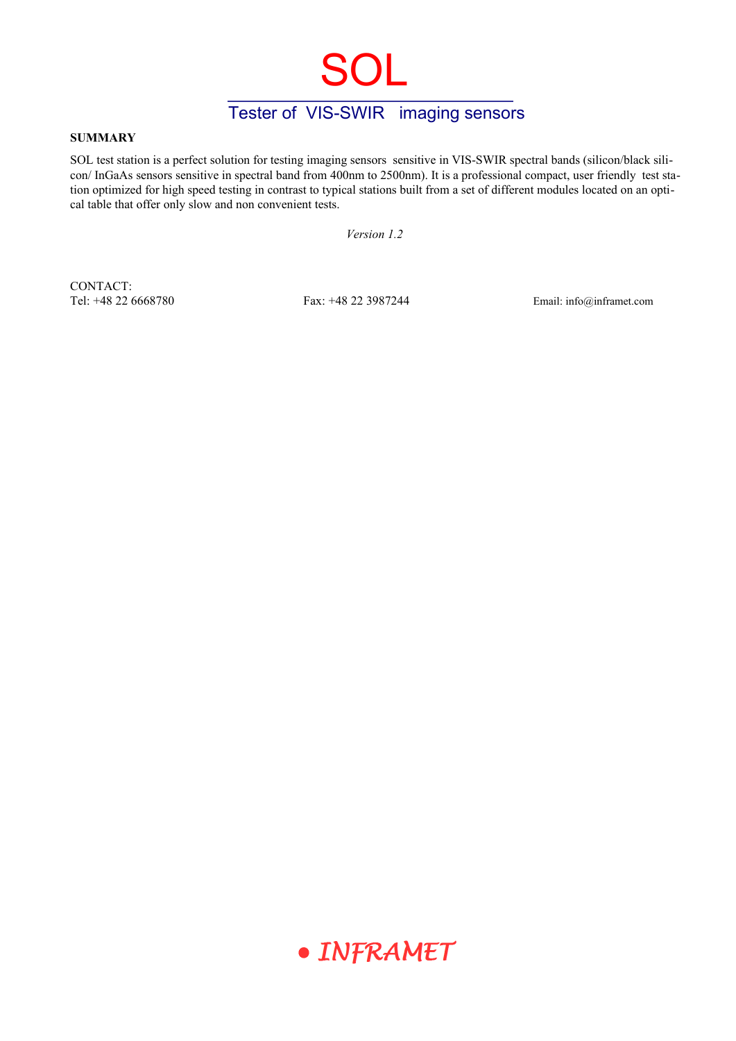# SOL

## Tester of VIS-SWIR imaging sensors

**SUMMARY**

SOL test station is a perfect solution for testing imaging sensors sensitive in VIS-SWIR spectral bands (silicon/black silicon/ InGaAs sensors sensitive in spectral band from 400nm to 2500nm). It is a professional compact, user friendly test station optimized for high speed testing in contrast to typical stations built from a set of different modules located on an optical table that offer only slow and non convenient tests.

*Version 1.2*

CONTACT:

Tel: +48 22 6668780 Fax: +48 22 3987244 Email: info@inframet.com

● *INFRAMET*